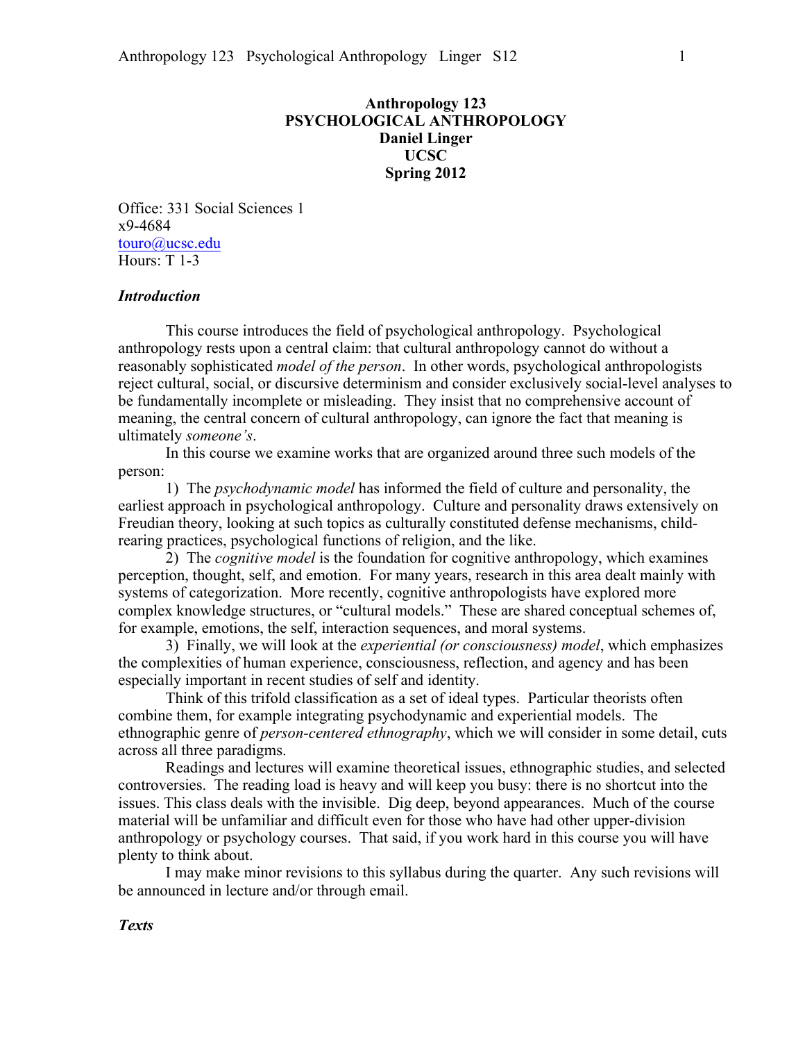**Anthropology 123**
**PSYCHOLOGICAL ANTHROPOLOGY**
**Daniel Linger**
**UCSC**
**Spring 2012**

Office: 331 Social Sciences 1
x9-4684
touro@ucsc.edu
Hours: T 1-3

### *Introduction*

This course introduces the field of psychological anthropology. Psychological anthropology rests upon a central claim: that cultural anthropology cannot do without a reasonably sophisticated *model of the person*. In other words, psychological anthropologists reject cultural, social, or discursive determinism and consider exclusively social-level analyses to be fundamentally incomplete or misleading. They insist that no comprehensive account of meaning, the central concern of cultural anthropology, can ignore the fact that meaning is ultimately *someone's*.

In this course we examine works that are organized around three such models of the person:

1) The *psychodynamic model* has informed the field of culture and personality, the earliest approach in psychological anthropology. Culture and personality draws extensively on Freudian theory, looking at such topics as culturally constituted defense mechanisms, child-rearing practices, psychological functions of religion, and the like.

2) The *cognitive model* is the foundation for cognitive anthropology, which examines perception, thought, self, and emotion. For many years, research in this area dealt mainly with systems of categorization. More recently, cognitive anthropologists have explored more complex knowledge structures, or "cultural models." These are shared conceptual schemes of, for example, emotions, the self, interaction sequences, and moral systems.

3) Finally, we will look at the *experiential (or consciousness) model*, which emphasizes the complexities of human experience, consciousness, reflection, and agency and has been especially important in recent studies of self and identity.

Think of this trifold classification as a set of ideal types. Particular theorists often combine them, for example integrating psychodynamic and experiential models. The ethnographic genre of *person-centered ethnography*, which we will consider in some detail, cuts across all three paradigms.

Readings and lectures will examine theoretical issues, ethnographic studies, and selected controversies. The reading load is heavy and will keep you busy: there is no shortcut into the issues. This class deals with the invisible. Dig deep, beyond appearances. Much of the course material will be unfamiliar and difficult even for those who have had other upper-division anthropology or psychology courses. That said, if you work hard in this course you will have plenty to think about.

I may make minor revisions to this syllabus during the quarter. Any such revisions will be announced in lecture and/or through email.

### *Texts*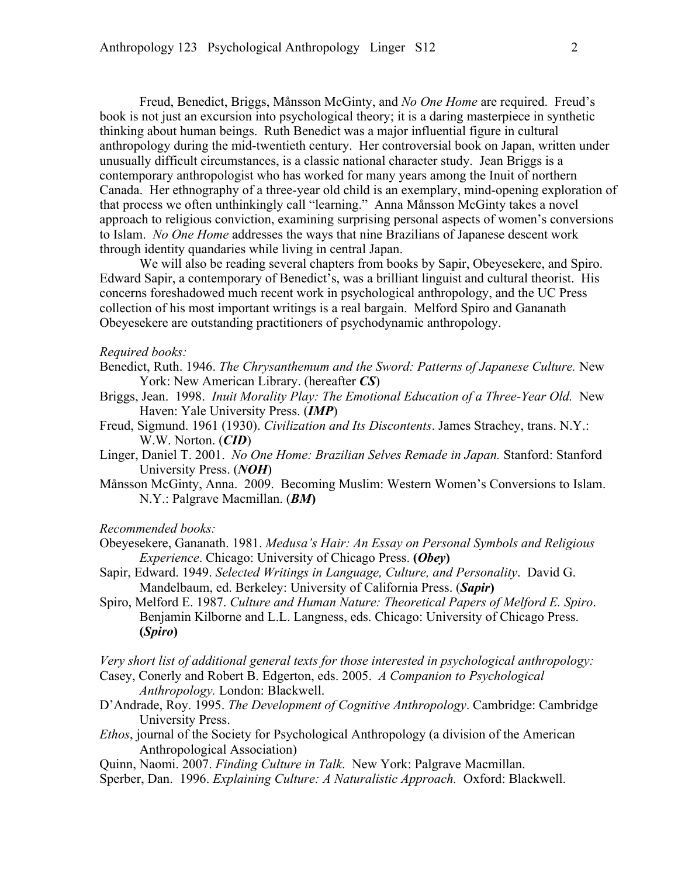Freud, Benedict, Briggs, Månsson McGinty, and *No One Home* are required. Freud's book is not just an excursion into psychological theory; it is a daring masterpiece in synthetic thinking about human beings. Ruth Benedict was a major influential figure in cultural anthropology during the mid-twentieth century. Her controversial book on Japan, written under unusually difficult circumstances, is a classic national character study. Jean Briggs is a contemporary anthropologist who has worked for many years among the Inuit of northern Canada. Her ethnography of a three-year old child is an exemplary, mind-opening exploration of that process we often unthinkingly call "learning." Anna Månsson McGinty takes a novel approach to religious conviction, examining surprising personal aspects of women's conversions to Islam. *No One Home* addresses the ways that nine Brazilians of Japanese descent work through identity quandaries while living in central Japan.

We will also be reading several chapters from books by Sapir, Obeyesekere, and Spiro. Edward Sapir, a contemporary of Benedict's, was a brilliant linguist and cultural theorist. His concerns foreshadowed much recent work in psychological anthropology, and the UC Press collection of his most important writings is a real bargain. Melford Spiro and Gananath Obeyesekere are outstanding practitioners of psychodynamic anthropology.

*Required books:*

Benedict, Ruth. 1946. *The Chrysanthemum and the Sword: Patterns of Japanese Culture.* New York: New American Library. (hereafter ***CS***)

Briggs, Jean. 1998. *Inuit Morality Play: The Emotional Education of a Three-Year Old.* New Haven: Yale University Press. (***IMP***)

Freud, Sigmund. 1961 (1930). *Civilization and Its Discontents*. James Strachey, trans. N.Y.: W.W. Norton. (***CID***)

Linger, Daniel T. 2001. *No One Home: Brazilian Selves Remade in Japan.* Stanford: Stanford University Press. (***NOH***)

Månsson McGinty, Anna. 2009. Becoming Muslim: Western Women's Conversions to Islam. N.Y.: Palgrave Macmillan. (***BM***)

*Recommended books:*

Obeyesekere, Gananath. 1981. *Medusa's Hair: An Essay on Personal Symbols and Religious Experience*. Chicago: University of Chicago Press. **(*Obey*)**

Sapir, Edward. 1949. *Selected Writings in Language, Culture, and Personality*. David G. Mandelbaum, ed. Berkeley: University of California Press. (***Sapir*)**

Spiro, Melford E. 1987. *Culture and Human Nature: Theoretical Papers of Melford E. Spiro*. Benjamin Kilborne and L.L. Langness, eds. Chicago: University of Chicago Press. **(*Spiro*)**

*Very short list of additional general texts for those interested in psychological anthropology:*

Casey, Conerly and Robert B. Edgerton, eds. 2005. *A Companion to Psychological Anthropology.* London: Blackwell.

D'Andrade, Roy. 1995. *The Development of Cognitive Anthropology*. Cambridge: Cambridge University Press.

*Ethos*, journal of the Society for Psychological Anthropology (a division of the American Anthropological Association)

Quinn, Naomi. 2007. *Finding Culture in Talk*. New York: Palgrave Macmillan.

Sperber, Dan. 1996. *Explaining Culture: A Naturalistic Approach.* Oxford: Blackwell.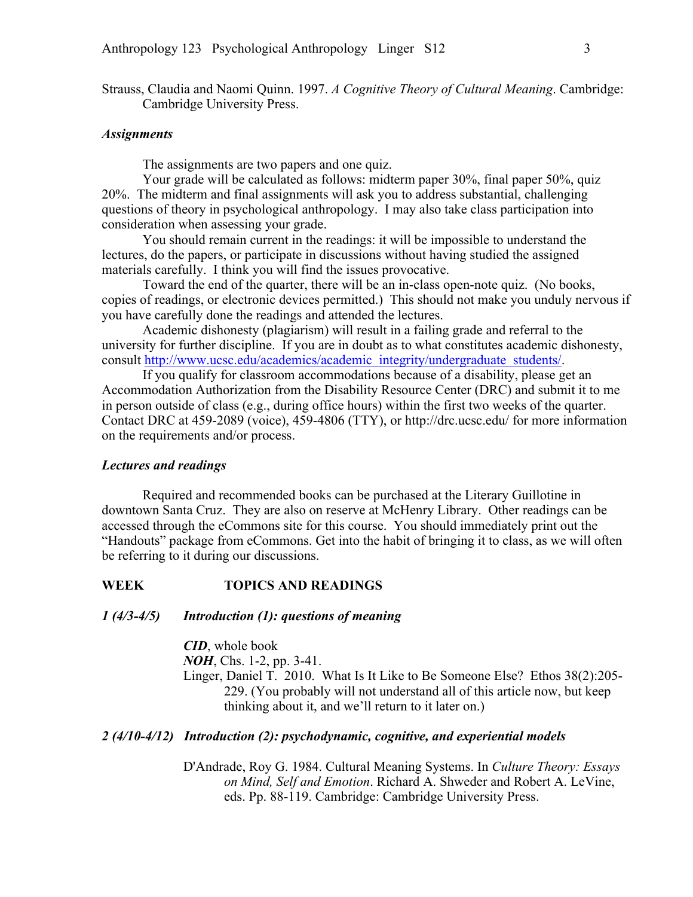Strauss, Claudia and Naomi Quinn. 1997. *A Cognitive Theory of Cultural Meaning*. Cambridge: Cambridge University Press.

### *Assignments*

The assignments are two papers and one quiz.

Your grade will be calculated as follows: midterm paper 30%, final paper 50%, quiz 20%. The midterm and final assignments will ask you to address substantial, challenging questions of theory in psychological anthropology. I may also take class participation into consideration when assessing your grade.

You should remain current in the readings: it will be impossible to understand the lectures, do the papers, or participate in discussions without having studied the assigned materials carefully. I think you will find the issues provocative.

Toward the end of the quarter, there will be an in-class open-note quiz. (No books, copies of readings, or electronic devices permitted.) This should not make you unduly nervous if you have carefully done the readings and attended the lectures.

Academic dishonesty (plagiarism) will result in a failing grade and referral to the university for further discipline. If you are in doubt as to what constitutes academic dishonesty, consult http://www.ucsc.edu/academics/academic_integrity/undergraduate_students/.

If you qualify for classroom accommodations because of a disability, please get an Accommodation Authorization from the Disability Resource Center (DRC) and submit it to me in person outside of class (e.g., during office hours) within the first two weeks of the quarter. Contact DRC at 459-2089 (voice), 459-4806 (TTY), or http://drc.ucsc.edu/ for more information on the requirements and/or process.

### *Lectures and readings*

Required and recommended books can be purchased at the Literary Guillotine in downtown Santa Cruz. They are also on reserve at McHenry Library. Other readings can be accessed through the eCommons site for this course. You should immediately print out the "Handouts" package from eCommons. Get into the habit of bringing it to class, as we will often be referring to it during our discussions.

**WEEK TOPICS AND READINGS**

***1 (4/3-4/5) Introduction (1): questions of meaning***

***CID***, whole book

***NOH***, Chs. 1-2, pp. 3-41.

Linger, Daniel T. 2010. What Is It Like to Be Someone Else? Ethos 38(2):205-229. (You probably will not understand all of this article now, but keep thinking about it, and we'll return to it later on.)

***2 (4/10-4/12) Introduction (2): psychodynamic, cognitive, and experiential models***

D'Andrade, Roy G. 1984. Cultural Meaning Systems. In *Culture Theory: Essays on Mind, Self and Emotion*. Richard A. Shweder and Robert A. LeVine, eds. Pp. 88-119. Cambridge: Cambridge University Press.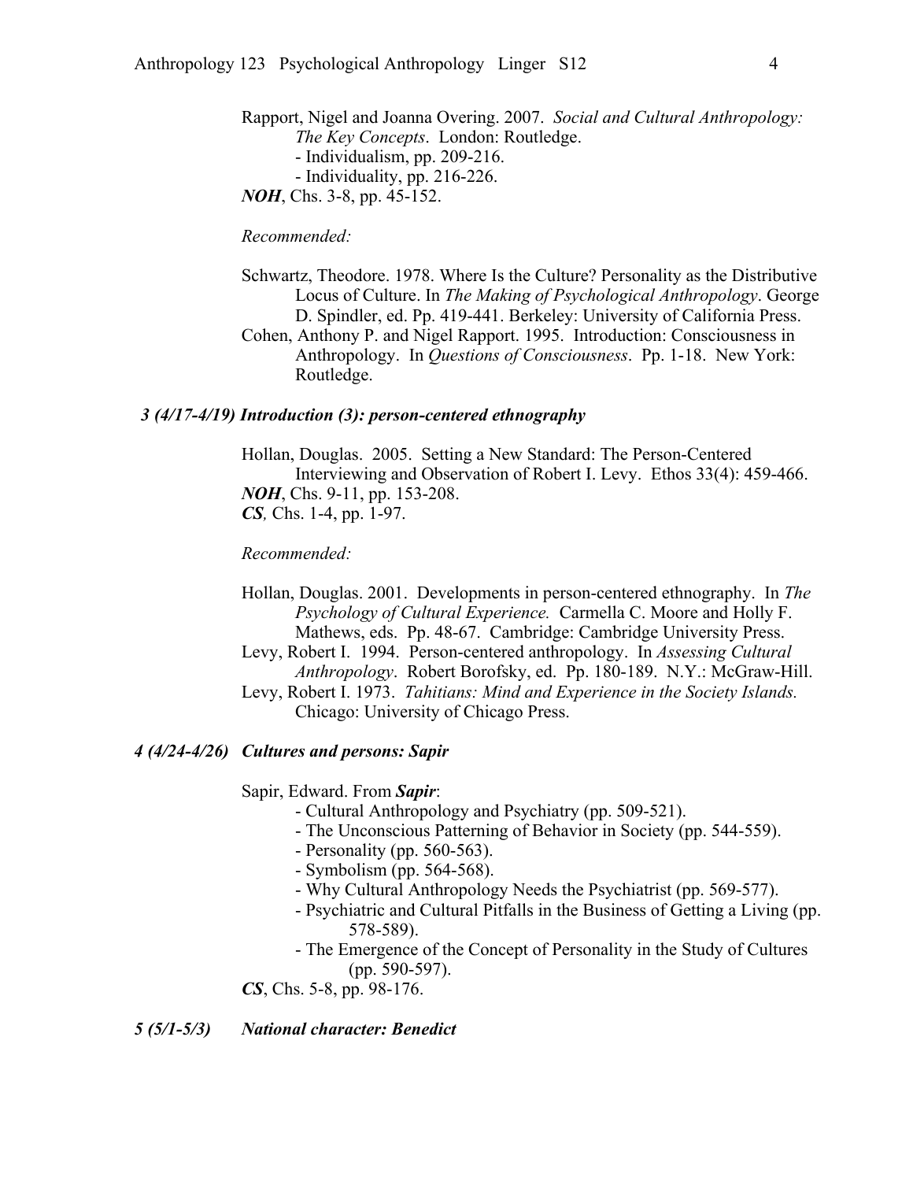Rapport, Nigel and Joanna Overing. 2007. *Social and Cultural Anthropology: The Key Concepts*. London: Routledge.

- Individualism, pp. 209-216.
- Individuality, pp. 216-226.

***NOH***, Chs. 3-8, pp. 45-152.

*Recommended:*

Schwartz, Theodore. 1978. Where Is the Culture? Personality as the Distributive Locus of Culture. In *The Making of Psychological Anthropology*. George D. Spindler, ed. Pp. 419-441. Berkeley: University of California Press.

Cohen, Anthony P. and Nigel Rapport. 1995. Introduction: Consciousness in Anthropology. In *Questions of Consciousness*. Pp. 1-18. New York: Routledge.

### *3 (4/17-4/19) Introduction (3): person-centered ethnography*

Hollan, Douglas. 2005. Setting a New Standard: The Person-Centered Interviewing and Observation of Robert I. Levy. Ethos 33(4): 459-466.

***NOH***, Chs. 9-11, pp. 153-208.

***CS***, Chs. 1-4, pp. 1-97.

*Recommended:*

Hollan, Douglas. 2001. Developments in person-centered ethnography. In *The Psychology of Cultural Experience.* Carmella C. Moore and Holly F. Mathews, eds. Pp. 48-67. Cambridge: Cambridge University Press.

Levy, Robert I. 1994. Person-centered anthropology. In *Assessing Cultural Anthropology*. Robert Borofsky, ed. Pp. 180-189. N.Y.: McGraw-Hill.

Levy, Robert I. 1973. *Tahitians: Mind and Experience in the Society Islands.* Chicago: University of Chicago Press.

### *4 (4/24-4/26) Cultures and persons: Sapir*

Sapir, Edward. From ***Sapir***:

- Cultural Anthropology and Psychiatry (pp. 509-521).
- The Unconscious Patterning of Behavior in Society (pp. 544-559).
- Personality (pp. 560-563).
- Symbolism (pp. 564-568).
- Why Cultural Anthropology Needs the Psychiatrist (pp. 569-577).
- Psychiatric and Cultural Pitfalls in the Business of Getting a Living (pp. 578-589).
- The Emergence of the Concept of Personality in the Study of Cultures (pp. 590-597).

***CS***, Chs. 5-8, pp. 98-176.

### *5 (5/1-5/3) National character: Benedict*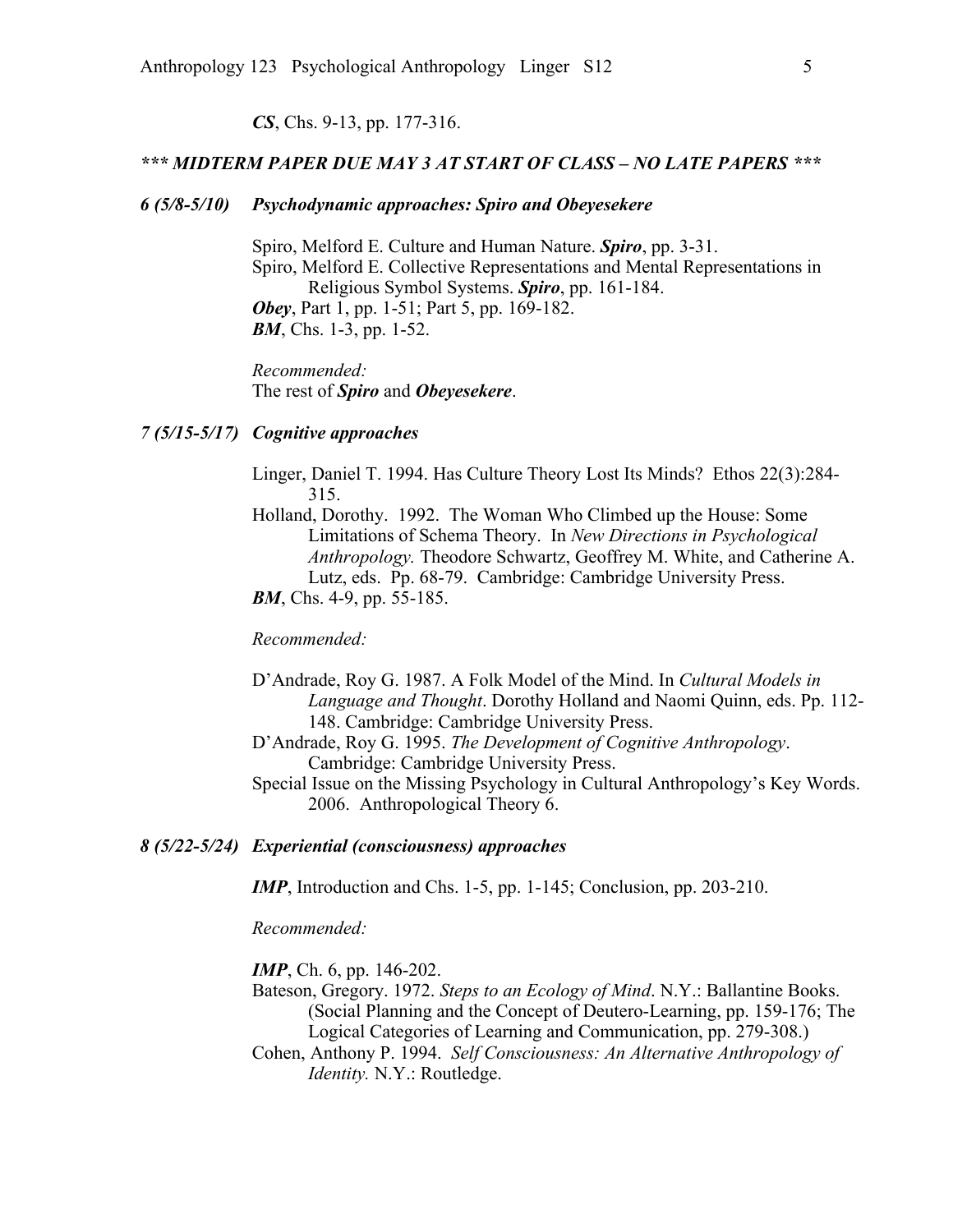***CS***, Chs. 9-13, pp. 177-316.

***\*\*\* MIDTERM PAPER DUE MAY 3 AT START OF CLASS – NO LATE PAPERS \*\*\****

***6 (5/8-5/10) Psychodynamic approaches: Spiro and Obeyesekere***

Spiro, Melford E. Culture and Human Nature. ***Spiro***, pp. 3-31.
Spiro, Melford E. Collective Representations and Mental Representations in Religious Symbol Systems. ***Spiro***, pp. 161-184.
***Obey***, Part 1, pp. 1-51; Part 5, pp. 169-182.
***BM***, Chs. 1-3, pp. 1-52.

*Recommended:*
The rest of ***Spiro*** and ***Obeyesekere***.

***7 (5/15-5/17) Cognitive approaches***

Linger, Daniel T. 1994. Has Culture Theory Lost Its Minds? Ethos 22(3):284-315.
Holland, Dorothy. 1992. The Woman Who Climbed up the House: Some Limitations of Schema Theory. In *New Directions in Psychological Anthropology.* Theodore Schwartz, Geoffrey M. White, and Catherine A. Lutz, eds. Pp. 68-79. Cambridge: Cambridge University Press.
***BM***, Chs. 4-9, pp. 55-185.

*Recommended:*

D'Andrade, Roy G. 1987. A Folk Model of the Mind. In *Cultural Models in Language and Thought*. Dorothy Holland and Naomi Quinn, eds. Pp. 112-148. Cambridge: Cambridge University Press.
D'Andrade, Roy G. 1995. *The Development of Cognitive Anthropology*. Cambridge: Cambridge University Press.
Special Issue on the Missing Psychology in Cultural Anthropology's Key Words. 2006. Anthropological Theory 6.

***8 (5/22-5/24) Experiential (consciousness) approaches***

***IMP***, Introduction and Chs. 1-5, pp. 1-145; Conclusion, pp. 203-210.

*Recommended:*

***IMP***, Ch. 6, pp. 146-202.
Bateson, Gregory. 1972. *Steps to an Ecology of Mind*. N.Y.: Ballantine Books. (Social Planning and the Concept of Deutero-Learning, pp. 159-176; The Logical Categories of Learning and Communication, pp. 279-308.)
Cohen, Anthony P. 1994. *Self Consciousness: An Alternative Anthropology of Identity.* N.Y.: Routledge.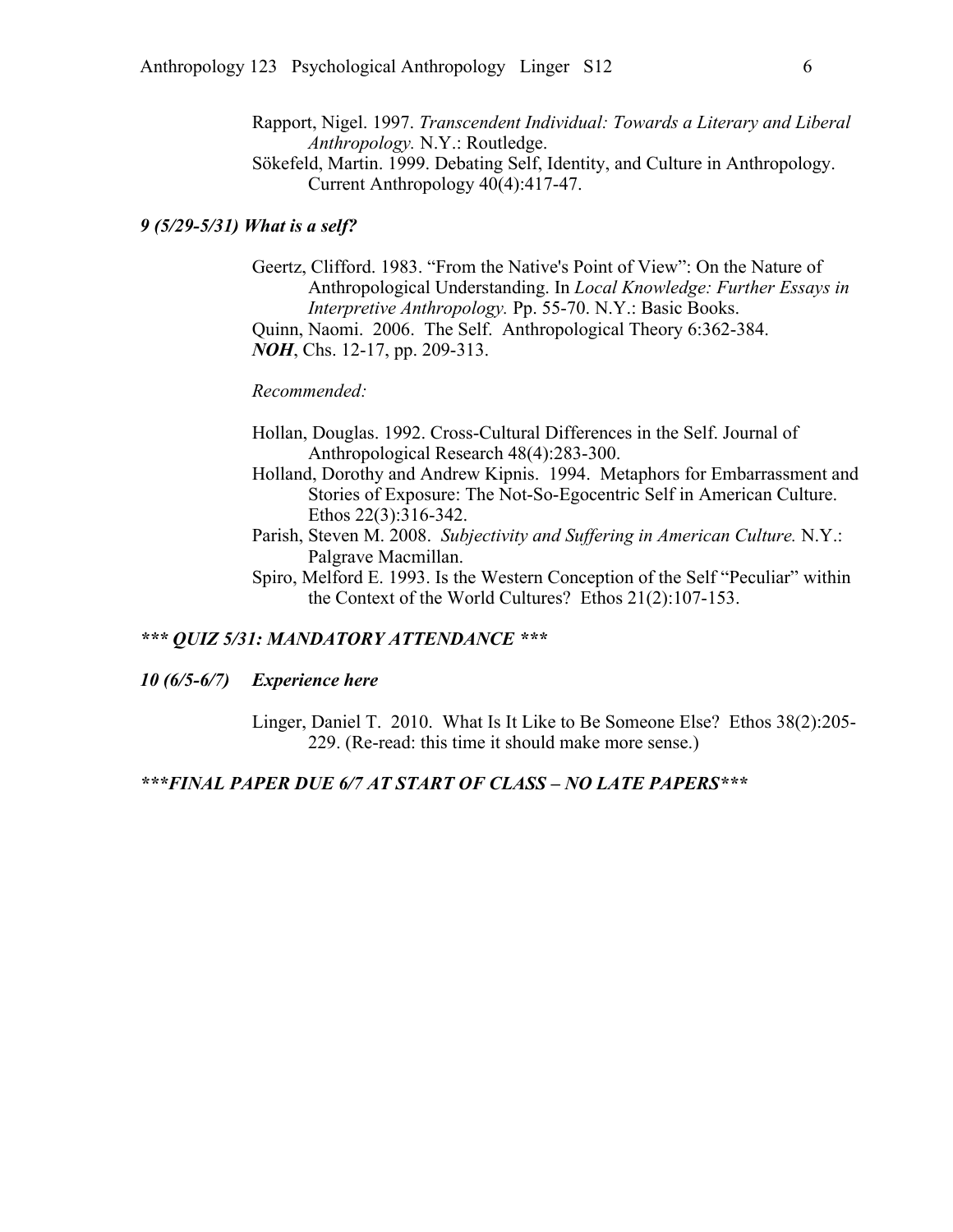Rapport, Nigel. 1997. *Transcendent Individual: Towards a Literary and Liberal Anthropology.* N.Y.: Routledge.

Sökefeld, Martin. 1999. Debating Self, Identity, and Culture in Anthropology. Current Anthropology 40(4):417-47.

### *9 (5/29-5/31) What is a self?*

Geertz, Clifford. 1983. "From the Native's Point of View": On the Nature of Anthropological Understanding. In *Local Knowledge: Further Essays in Interpretive Anthropology.* Pp. 55-70. N.Y.: Basic Books.

Quinn, Naomi. 2006. The Self. Anthropological Theory 6:362-384.

***NOH***, Chs. 12-17, pp. 209-313.

*Recommended:*

Hollan, Douglas. 1992. Cross-Cultural Differences in the Self. Journal of Anthropological Research 48(4):283-300.

Holland, Dorothy and Andrew Kipnis. 1994. Metaphors for Embarrassment and Stories of Exposure: The Not-So-Egocentric Self in American Culture. Ethos 22(3):316-342.

Parish, Steven M. 2008. *Subjectivity and Suffering in American Culture.* N.Y.: Palgrave Macmillan.

Spiro, Melford E. 1993. Is the Western Conception of the Self "Peculiar" within the Context of the World Cultures? Ethos 21(2):107-153.

***\*\*\* QUIZ 5/31: MANDATORY ATTENDANCE \*\*\****

### *10 (6/5-6/7) Experience here*

Linger, Daniel T. 2010. What Is It Like to Be Someone Else? Ethos 38(2):205-229. (Re-read: this time it should make more sense.)

***\*\*\*FINAL PAPER DUE 6/7 AT START OF CLASS – NO LATE PAPERS\*\*\****